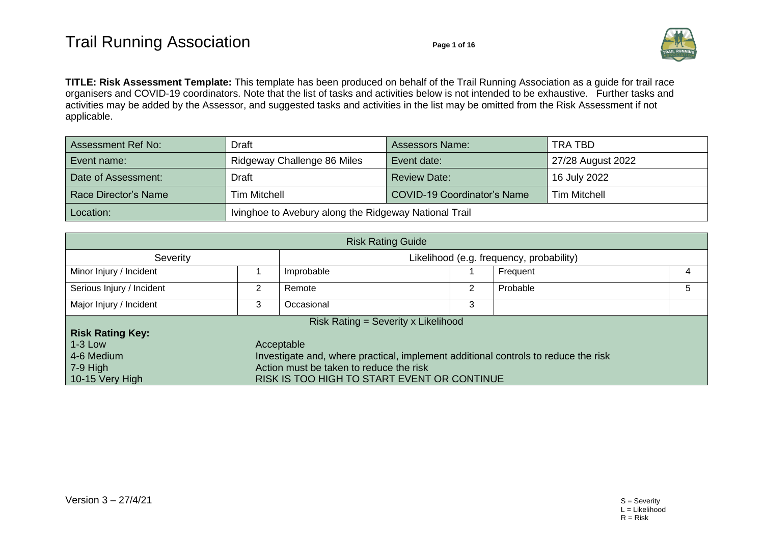# Trail Running Association

**TITLE: Risk Assessment Template:** This template has been produced on behalf of the Trail Running Association as a guide for trail race organisers and COVID-19 coordinators. Note that the list of tasks and activities below is not intended to be exhaustive. Further tasks and activities may be added by the Assessor, and suggested tasks and activities in the list may be omitted from the Risk Assessment if not applicable.

| Assessment Ref No: | Draft | Assessors Name: | TRA TBD |
|---|---|---|---|
| Event name: | Ridgeway Challenge 86 Miles | Event date: | 27/28 August 2022 |
| Date of Assessment: | Draft | Review Date: | 16 July 2022 |
| Race Director's Name | Tim Mitchell | COVID-19 Coordinator's Name | Tim Mitchell |
| Location: | Ivinghoe to Avebury along the Ridgeway National Trail | | |

| Risk Rating Guide | | | | | |
|---|---|---|---|---|---|
| Severity | | Likelihood (e.g. frequency, probability) | | | |
| Minor Injury / Incident | 1 | Improbable | 1 | Frequent | 4 |
| Serious Injury / Incident | 2 | Remote | 2 | Probable | 5 |
| Major Injury / Incident | 3 | Occasional | 3 | | |
| Risk Rating = Severity x Likelihood | | | | | |

**Risk Rating Key:**

| Rating | Action |
|---|---|
| 1-3 Low | Acceptable |
| 4-6 Medium | Investigate and, where practical, implement additional controls to reduce the risk |
| 7-9 High | Action must be taken to reduce the risk |
| 10-15 Very High | RISK IS TOO HIGH TO START EVENT OR CONTINUE |

Version 3 – 27/4/21

S = Severity
L = Likelihood
R = Risk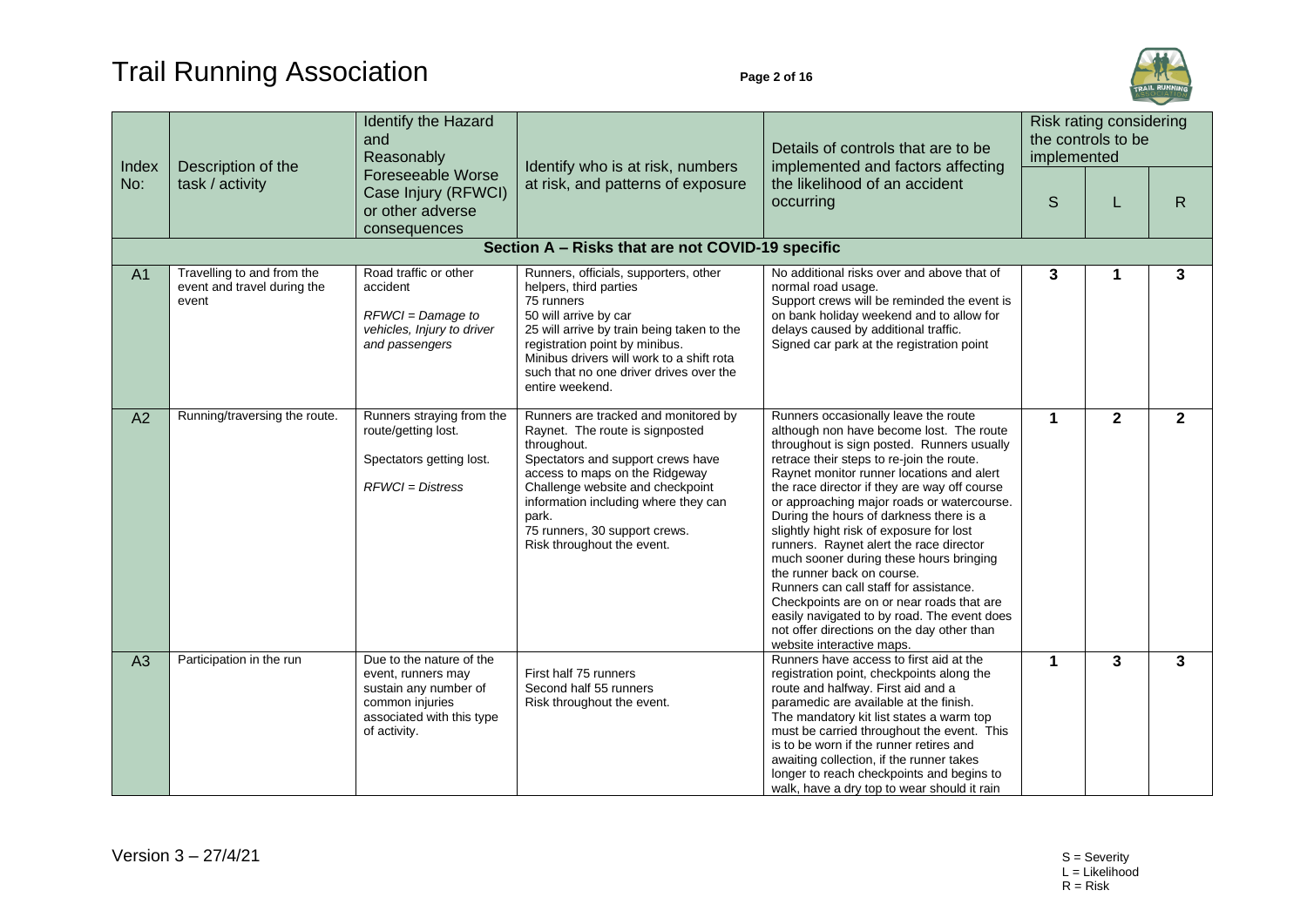# Trail Running Association

| Index No: | Description of the task / activity | Identify the Hazard and Reasonably Foreseeable Worse Case Injury (RFWCI) or other adverse consequences | Identify who is at risk, numbers at risk, and patterns of exposure | Details of controls that are to be implemented and factors affecting the likelihood of an accident occurring | Risk rating considering the controls to be implemented | | |
|---|---|---|---|---|---|---|---|
| | | | | | S | L | R |
| **Section A – Risks that are not COVID-19 specific** | | | | | | | |
| A1 | Travelling to and from the event and travel during the event | Road traffic or other accident<br>*RFWCI = Damage to vehicles, Injury to driver and passengers* | Runners, officials, supporters, other helpers, third parties<br>75 runners<br>50 will arrive by car<br>25 will arrive by train being taken to the registration point by minibus.<br>Minibus drivers will work to a shift rota such that no one driver drives over the entire weekend. | No additional risks over and above that of normal road usage.<br>Support crews will be reminded the event is on bank holiday weekend and to allow for delays caused by additional traffic.<br>Signed car park at the registration point | **3** | **1** | **3** |
| A2 | Running/traversing the route. | Runners straying from the route/getting lost.<br>Spectators getting lost.<br>*RFWCI = Distress* | Runners are tracked and monitored by Raynet. The route is signposted throughout.<br>Spectators and support crews have access to maps on the Ridgeway Challenge website and checkpoint information including where they can park.<br>75 runners, 30 support crews.<br>Risk throughout the event. | Runners occasionally leave the route although non have become lost. The route throughout is sign posted. Runners usually retrace their steps to re-join the route.<br>Raynet monitor runner locations and alert the race director if they are way off course or approaching major roads or watercourse. During the hours of darkness there is a slightly hight risk of exposure for lost runners. Raynet alert the race director much sooner during these hours bringing the runner back on course.<br>Runners can call staff for assistance.<br>Checkpoints are on or near roads that are easily navigated to by road. The event does not offer directions on the day other than website interactive maps. | **1** | **2** | **2** |
| A3 | Participation in the run | Due to the nature of the event, runners may sustain any number of common injuries associated with this type of activity. | First half 75 runners<br>Second half 55 runners<br>Risk throughout the event. | Runners have access to first aid at the registration point, checkpoints along the route and halfway. First aid and a paramedic are available at the finish.<br>The mandatory kit list states a warm top must be carried throughout the event. This is to be worn if the runner retires and awaiting collection, if the runner takes longer to reach checkpoints and begins to walk, have a dry top to wear should it rain | **1** | **3** | **3** |

Version 3 – 27/4/21

S = Severity
L = Likelihood
R = Risk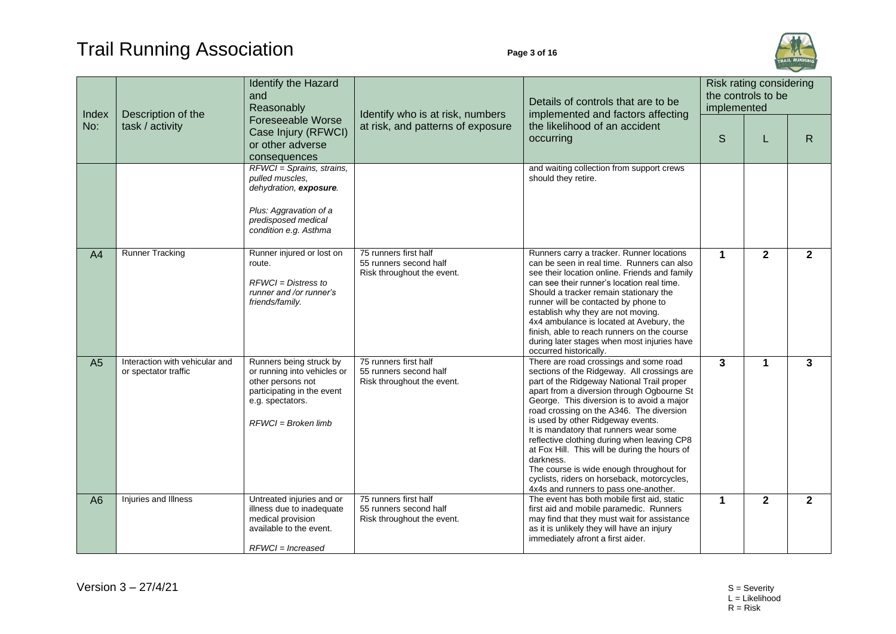| Index No: | Description of the task / activity | Identify the Hazard and Reasonably Foreseeable Worse Case Injury (RFWCI) or other adverse consequences | Identify who is at risk, numbers at risk, and patterns of exposure | Details of controls that are to be implemented and factors affecting the likelihood of an accident occurring | Risk rating considering the controls to be implemented | | |
|---|---|---|---|---|---|---|---|
| | | | | | S | L | R |
| | | *RFWCI = Sprains, strains, pulled muscles, dehydration, **exposure**.*<br><br>*Plus: Aggravation of a predisposed medical condition e.g. Asthma* | | and waiting collection from support crews should they retire. | | | |
| A4 | Runner Tracking | Runner injured or lost on route.<br><br>*RFWCI = Distress to runner and /or runner's friends/family.* | 75 runners first half<br>55 runners second half<br>Risk throughout the event. | Runners carry a tracker. Runner locations can be seen in real time. Runners can also see their location online. Friends and family can see their runner's location real time. Should a tracker remain stationary the runner will be contacted by phone to establish why they are not moving.<br>4x4 ambulance is located at Avebury, the finish, able to reach runners on the course during later stages when most injuries have occurred historically. | **1** | **2** | **2** |
| A5 | Interaction with vehicular and or spectator traffic | Runners being struck by or running into vehicles or other persons not participating in the event e.g. spectators.<br><br>*RFWCI = Broken limb* | 75 runners first half<br>55 runners second half<br>Risk throughout the event. | There are road crossings and some road sections of the Ridgeway. All crossings are part of the Ridgeway National Trail proper apart from a diversion through Ogbourne St George. This diversion is to avoid a major road crossing on the A346. The diversion is used by other Ridgeway events.<br>It is mandatory that runners wear some reflective clothing during when leaving CP8 at Fox Hill. This will be during the hours of darkness.<br>The course is wide enough throughout for cyclists, riders on horseback, motorcycles, 4x4s and runners to pass one-another. | **3** | **1** | **3** |
| A6 | Injuries and Illness | Untreated injuries and or illness due to inadequate medical provision available to the event.<br><br>*RFWCI = Increased* | 75 runners first half<br>55 runners second half<br>Risk throughout the event. | The event has both mobile first aid, static first aid and mobile paramedic. Runners may find that they must wait for assistance as it is unlikely they will have an injury immediately afront a first aider. | **1** | **2** | **2** |

Version 3 – 27/4/21

S = Severity
L = Likelihood
R = Risk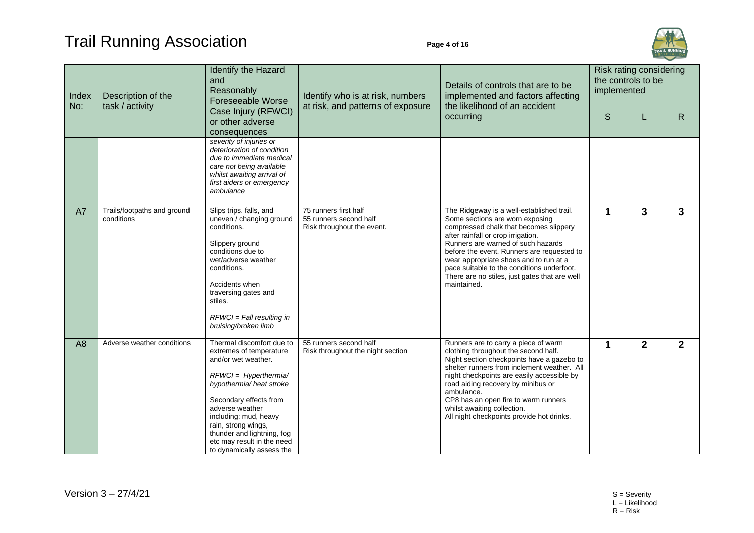| Index No: | Description of the task / activity | Identify the Hazard and Reasonably Foreseeable Worse Case Injury (RFWCI) or other adverse consequences | Identify who is at risk, numbers at risk, and patterns of exposure | Details of controls that are to be implemented and factors affecting the likelihood of an accident occurring | Risk rating considering the controls to be implemented | | |
|---|---|---|---|---|---|---|---|
| | | | | | S | L | R |
| | | *severity of injuries or deterioration of condition due to immediate medical care not being available whilst awaiting arrival of first aiders or emergency ambulance* | | | | | |
| A7 | Trails/footpaths and ground conditions | Slips trips, falls, and uneven / changing ground conditions.<br><br>Slippery ground conditions due to wet/adverse weather conditions.<br><br>Accidents when traversing gates and stiles.<br><br>*RFWCI = Fall resulting in bruising/broken limb* | 75 runners first half<br>55 runners second half<br>Risk throughout the event. | The Ridgeway is a well-established trail. Some sections are worn exposing compressed chalk that becomes slippery after rainfall or crop irrigation.<br>Runners are warned of such hazards before the event. Runners are requested to wear appropriate shoes and to run at a pace suitable to the conditions underfoot.<br>There are no stiles, just gates that are well maintained. | **1** | **3** | **3** |
| A8 | Adverse weather conditions | Thermal discomfort due to extremes of temperature and/or wet weather.<br><br>*RFWCI = Hyperthermia/ hypothermia/ heat stroke*<br><br>Secondary effects from adverse weather including: mud, heavy rain, strong wings, thunder and lightning, fog etc may result in the need to dynamically assess the | 55 runners second half<br>Risk throughout the night section | Runners are to carry a piece of warm clothing throughout the second half.<br>Night section checkpoints have a gazebo to shelter runners from inclement weather. All night checkpoints are easily accessible by road aiding recovery by minibus or ambulance.<br>CP8 has an open fire to warm runners whilst awaiting collection.<br>All night checkpoints provide hot drinks. | **1** | **2** | **2** |

Version 3 – 27/4/21

S = Severity
L = Likelihood
R = Risk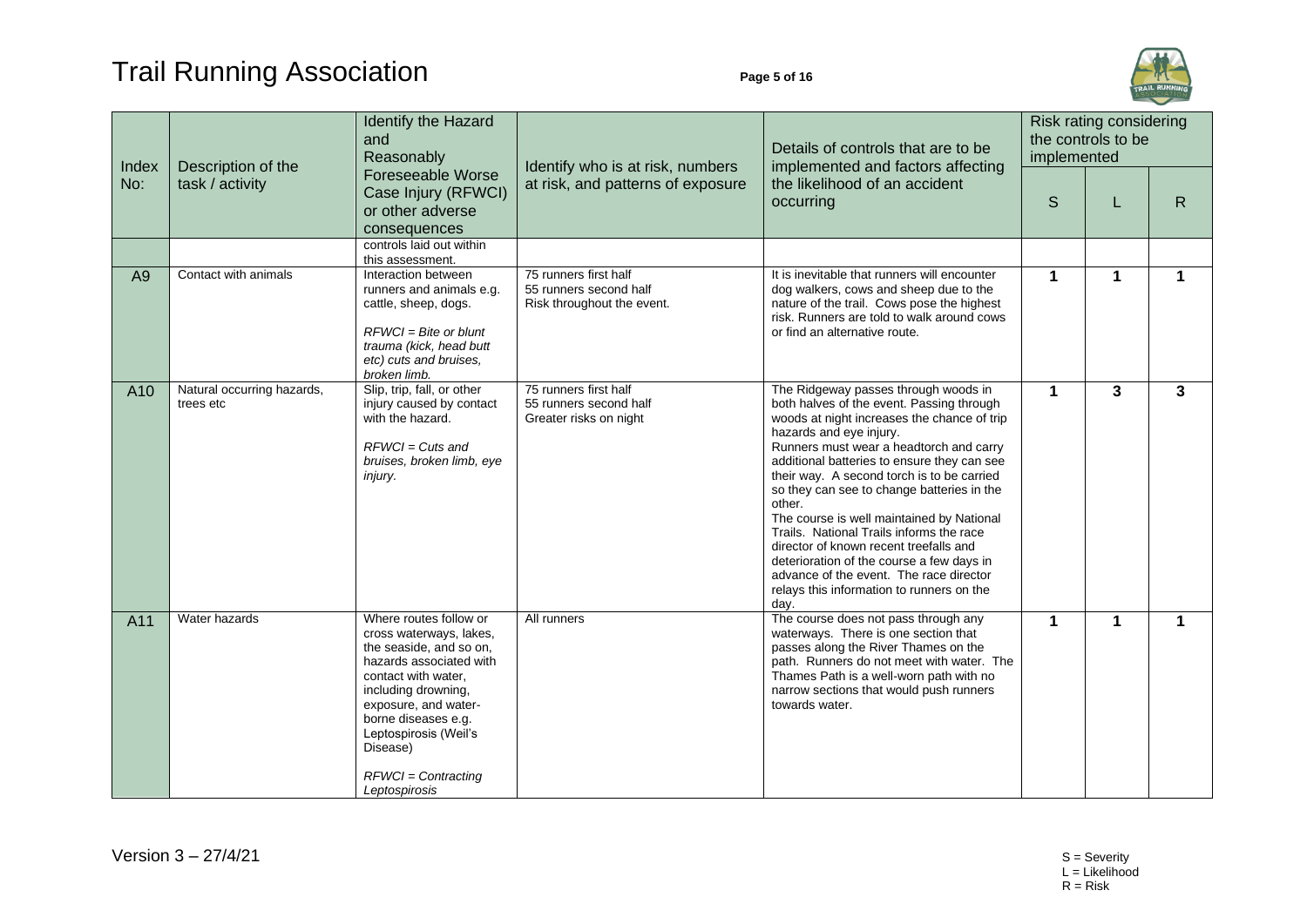| Index No: | Description of the task / activity | Identify the Hazard and Reasonably Foreseeable Worse Case Injury (RFWCI) or other adverse consequences | Identify who is at risk, numbers at risk, and patterns of exposure | Details of controls that are to be implemented and factors affecting the likelihood of an accident occurring | Risk rating considering the controls to be implemented | | |
|---|---|---|---|---|---|---|---|
| | | | | | S | L | R |
| | | controls laid out within this assessment. | | | | | |
| A9 | Contact with animals | Interaction between runners and animals e.g. cattle, sheep, dogs.<br><br>*RFWCI = Bite or blunt trauma (kick, head butt etc) cuts and bruises, broken limb.* | 75 runners first half<br>55 runners second half<br>Risk throughout the event. | It is inevitable that runners will encounter dog walkers, cows and sheep due to the nature of the trail. Cows pose the highest risk. Runners are told to walk around cows or find an alternative route. | 1 | 1 | 1 |
| A10 | Natural occurring hazards, trees etc | Slip, trip, fall, or other injury caused by contact with the hazard.<br><br>*RFWCI = Cuts and bruises, broken limb, eye injury.* | 75 runners first half<br>55 runners second half<br>Greater risks on night | The Ridgeway passes through woods in both halves of the event. Passing through woods at night increases the chance of trip hazards and eye injury.<br>Runners must wear a headtorch and carry additional batteries to ensure they can see their way. A second torch is to be carried so they can see to change batteries in the other.<br>The course is well maintained by National Trails. National Trails informs the race director of known recent treefalls and deterioration of the course a few days in advance of the event. The race director relays this information to runners on the day. | 1 | 3 | 3 |
| A11 | Water hazards | Where routes follow or cross waterways, lakes, the seaside, and so on, hazards associated with contact with water, including drowning, exposure, and water-borne diseases e.g. Leptospirosis (Weil's Disease)<br><br>*RFWCI = Contracting Leptospirosis* | All runners | The course does not pass through any waterways. There is one section that passes along the River Thames on the path. Runners do not meet with water. The Thames Path is a well-worn path with no narrow sections that would push runners towards water. | 1 | 1 | 1 |

Version 3 – 27/4/21

S = Severity
L = Likelihood
R = Risk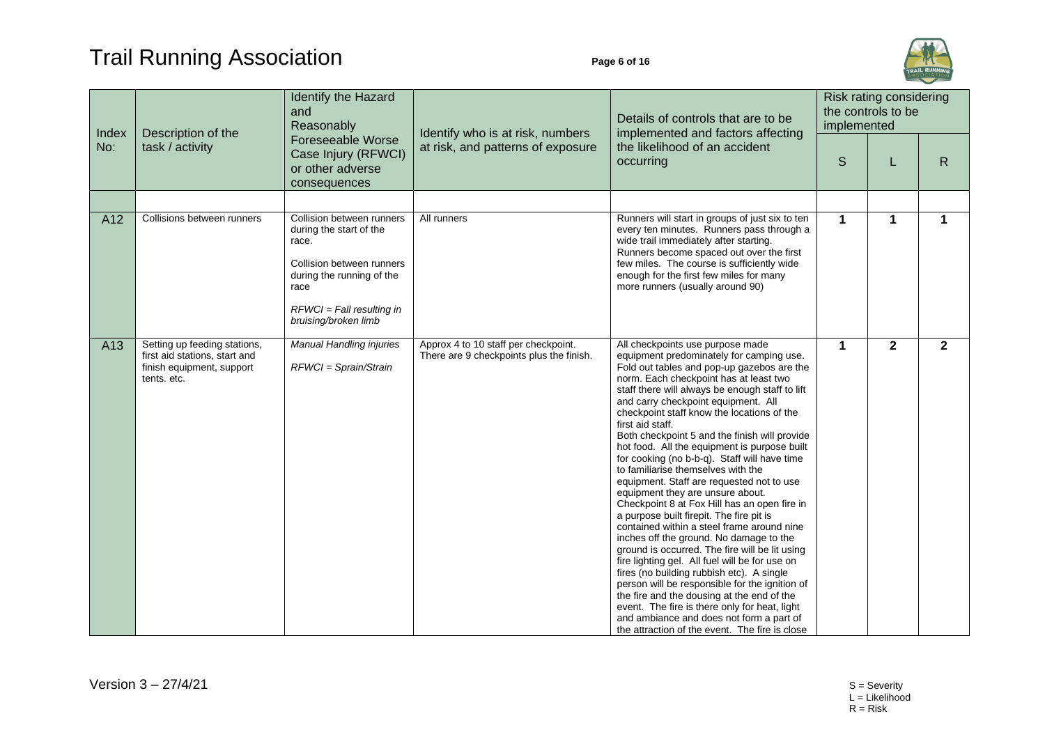| Index No: | Description of the task / activity | Identify the Hazard and Reasonably Foreseeable Worse Case Injury (RFWCI) or other adverse consequences | Identify who is at risk, numbers at risk, and patterns of exposure | Details of controls that are to be implemented and factors affecting the likelihood of an accident occurring | Risk rating considering the controls to be implemented | | |
|---|---|---|---|---|---|---|---|
| | | | | | S | L | R |
| | | | | | | | |
| A12 | Collisions between runners | Collision between runners during the start of the race.<br><br>Collision between runners during the running of the race<br><br>*RFWCI = Fall resulting in bruising/broken limb* | All runners | Runners will start in groups of just six to ten every ten minutes. Runners pass through a wide trail immediately after starting. Runners become spaced out over the first few miles. The course is sufficiently wide enough for the first few miles for many more runners (usually around 90) | **1** | **1** | **1** |
| A13 | Setting up feeding stations, first aid stations, start and finish equipment, support tents. etc. | *Manual Handling injuries*<br><br>*RFWCI = Sprain/Strain* | Approx 4 to 10 staff per checkpoint. There are 9 checkpoints plus the finish. | All checkpoints use purpose made equipment predominately for camping use. Fold out tables and pop-up gazebos are the norm. Each checkpoint has at least two staff there will always be enough staff to lift and carry checkpoint equipment. All checkpoint staff know the locations of the first aid staff.<br>Both checkpoint 5 and the finish will provide hot food. All the equipment is purpose built for cooking (no b-b-q). Staff will have time to familiarise themselves with the equipment. Staff are requested not to use equipment they are unsure about.<br>Checkpoint 8 at Fox Hill has an open fire in a purpose built firepit. The fire pit is contained within a steel frame around nine inches off the ground. No damage to the ground is occurred. The fire will be lit using fire lighting gel. All fuel will be for use on fires (no building rubbish etc). A single person will be responsible for the ignition of the fire and the dousing at the end of the event. The fire is there only for heat, light and ambiance and does not form a part of the attraction of the event. The fire is close | **1** | **2** | **2** |

S = Severity
L = Likelihood
R = Risk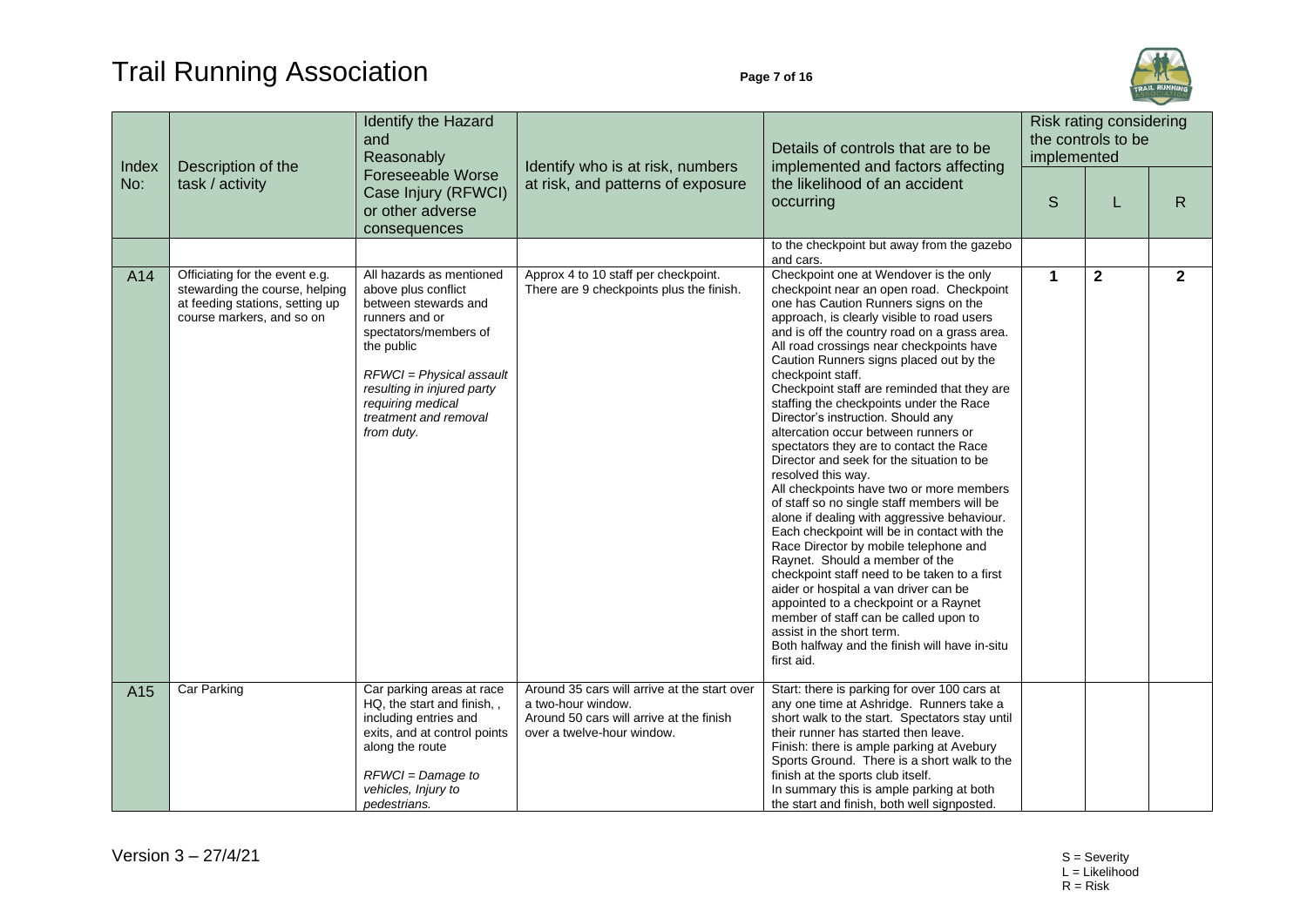| Index No: | Description of the task / activity | Identify the Hazard and Reasonably Foreseeable Worse Case Injury (RFWCI) or other adverse consequences | Identify who is at risk, numbers at risk, and patterns of exposure | Details of controls that are to be implemented and factors affecting the likelihood of an accident occurring | Risk rating considering the controls to be implemented | | |
|---|---|---|---|---|---|---|---|
| | | | | | S | L | R |
| | | | | to the checkpoint but away from the gazebo and cars. | | | |
| A14 | Officiating for the event e.g. stewarding the course, helping at feeding stations, setting up course markers, and so on | All hazards as mentioned above plus conflict between stewards and runners and or spectators/members of the public<br><br>*RFWCI = Physical assault resulting in injured party requiring medical treatment and removal from duty.* | Approx 4 to 10 staff per checkpoint. There are 9 checkpoints plus the finish. | Checkpoint one at Wendover is the only checkpoint near an open road. Checkpoint one has Caution Runners signs on the approach, is clearly visible to road users and is off the country road on a grass area. All road crossings near checkpoints have Caution Runners signs placed out by the checkpoint staff.<br>Checkpoint staff are reminded that they are staffing the checkpoints under the Race Director's instruction. Should any altercation occur between runners or spectators they are to contact the Race Director and seek for the situation to be resolved this way.<br>All checkpoints have two or more members of staff so no single staff members will be alone if dealing with aggressive behaviour. Each checkpoint will be in contact with the Race Director by mobile telephone and Raynet. Should a member of the checkpoint staff need to be taken to a first aider or hospital a van driver can be appointed to a checkpoint or a Raynet member of staff can be called upon to assist in the short term.<br>Both halfway and the finish will have in-situ first aid. | **1** | **2** | **2** |
| A15 | Car Parking | Car parking areas at race HQ, the start and finish, , including entries and exits, and at control points along the route<br><br>*RFWCI = Damage to vehicles, Injury to pedestrians.* | Around 35 cars will arrive at the start over a two-hour window.<br>Around 50 cars will arrive at the finish over a twelve-hour window. | Start: there is parking for over 100 cars at any one time at Ashridge. Runners take a short walk to the start. Spectators stay until their runner has started then leave.<br>Finish: there is ample parking at Avebury Sports Ground. There is a short walk to the finish at the sports club itself.<br>In summary this is ample parking at both the start and finish, both well signposted. | | | |

Version 3 – 27/4/21

S = Severity
L = Likelihood
R = Risk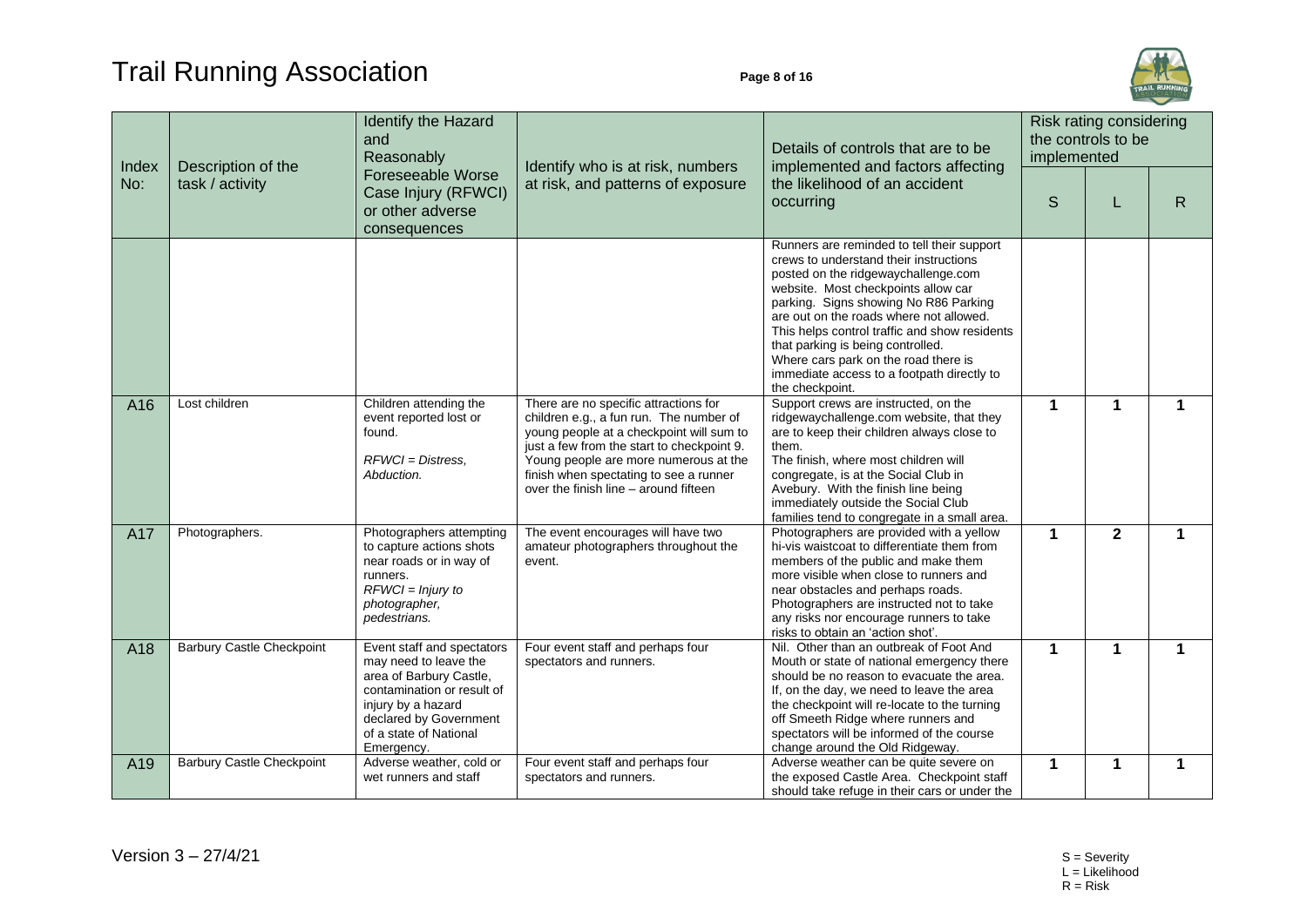| Index No: | Description of the task / activity | Identify the Hazard and Reasonably Foreseeable Worse Case Injury (RFWCI) or other adverse consequences | Identify who is at risk, numbers at risk, and patterns of exposure | Details of controls that are to be implemented and factors affecting the likelihood of an accident occurring | Risk rating considering the controls to be implemented | | |
|---|---|---|---|---|---|---|---|
| | | | | | S | L | R |
| | | | | Runners are reminded to tell their support crews to understand their instructions posted on the ridgewaychallenge.com website. Most checkpoints allow car parking. Signs showing No R86 Parking are out on the roads where not allowed. This helps control traffic and show residents that parking is being controlled. Where cars park on the road there is immediate access to a footpath directly to the checkpoint. | | | |
| A16 | Lost children | Children attending the event reported lost or found. *RFWCI = Distress, Abduction.* | There are no specific attractions for children e.g., a fun run. The number of young people at a checkpoint will sum to just a few from the start to checkpoint 9. Young people are more numerous at the finish when spectating to see a runner over the finish line – around fifteen | Support crews are instructed, on the ridgewaychallenge.com website, that they are to keep their children always close to them. The finish, where most children will congregate, is at the Social Club in Avebury. With the finish line being immediately outside the Social Club families tend to congregate in a small area. | 1 | 1 | 1 |
| A17 | Photographers. | Photographers attempting to capture actions shots near roads or in way of runners. *RFWCI = Injury to photographer, pedestrians.* | The event encourages will have two amateur photographers throughout the event. | Photographers are provided with a yellow hi-vis waistcoat to differentiate them from members of the public and make them more visible when close to runners and near obstacles and perhaps roads. Photographers are instructed not to take any risks nor encourage runners to take risks to obtain an 'action shot'. | 1 | 2 | 1 |
| A18 | Barbury Castle Checkpoint | Event staff and spectators may need to leave the area of Barbury Castle, contamination or result of injury by a hazard declared by Government of a state of National Emergency. | Four event staff and perhaps four spectators and runners. | Nil. Other than an outbreak of Foot And Mouth or state of national emergency there should be no reason to evacuate the area. If, on the day, we need to leave the area the checkpoint will re-locate to the turning off Smeeth Ridge where runners and spectators will be informed of the course change around the Old Ridgeway. | 1 | 1 | 1 |
| A19 | Barbury Castle Checkpoint | Adverse weather, cold or wet runners and staff | Four event staff and perhaps four spectators and runners. | Adverse weather can be quite severe on the exposed Castle Area. Checkpoint staff should take refuge in their cars or under the | 1 | 1 | 1 |

Version 3 – 27/4/21

S = Severity
L = Likelihood
R = Risk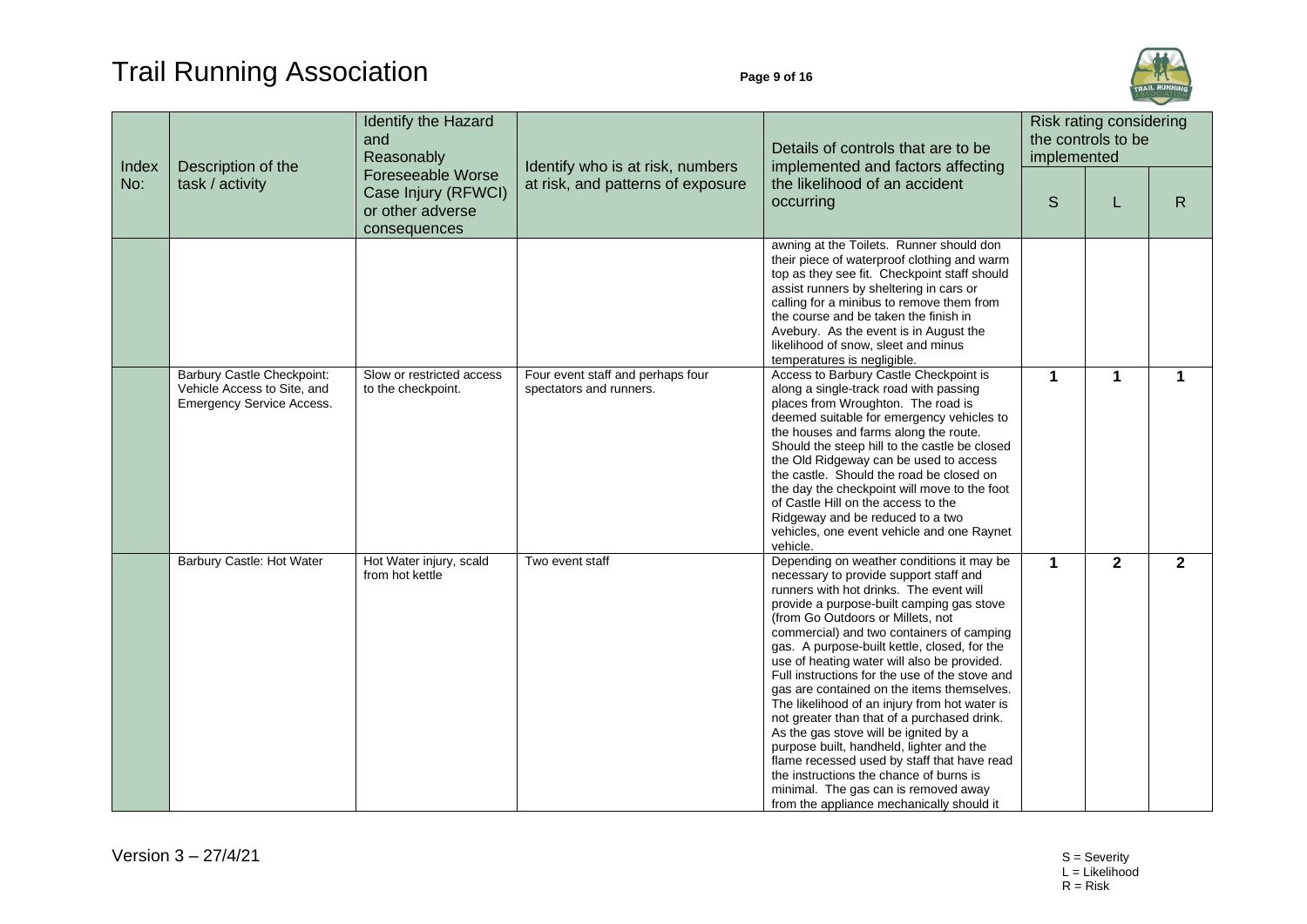| Index No: | Description of the task / activity | Identify the Hazard and Reasonably Foreseeable Worse Case Injury (RFWCI) or other adverse consequences | Identify who is at risk, numbers at risk, and patterns of exposure | Details of controls that are to be implemented and factors affecting the likelihood of an accident occurring | Risk rating considering the controls to be implemented | | |
|---|---|---|---|---|---|---|---|
| | | | | | S | L | R |
| | | | | awning at the Toilets. Runner should don their piece of waterproof clothing and warm top as they see fit. Checkpoint staff should assist runners by sheltering in cars or calling for a minibus to remove them from the course and be taken the finish in Avebury. As the event is in August the likelihood of snow, sleet and minus temperatures is negligible. | | | |
| | Barbury Castle Checkpoint: Vehicle Access to Site, and Emergency Service Access. | Slow or restricted access to the checkpoint. | Four event staff and perhaps four spectators and runners. | Access to Barbury Castle Checkpoint is along a single-track road with passing places from Wroughton. The road is deemed suitable for emergency vehicles to the houses and farms along the route. Should the steep hill to the castle be closed the Old Ridgeway can be used to access the castle. Should the road be closed on the day the checkpoint will move to the foot of Castle Hill on the access to the Ridgeway and be reduced to a two vehicles, one event vehicle and one Raynet vehicle. | **1** | **1** | **1** |
| | Barbury Castle: Hot Water | Hot Water injury, scald from hot kettle | Two event staff | Depending on weather conditions it may be necessary to provide support staff and runners with hot drinks. The event will provide a purpose-built camping gas stove (from Go Outdoors or Millets, not commercial) and two containers of camping gas. A purpose-built kettle, closed, for the use of heating water will also be provided. Full instructions for the use of the stove and gas are contained on the items themselves. The likelihood of an injury from hot water is not greater than that of a purchased drink. As the gas stove will be ignited by a purpose built, handheld, lighter and the flame recessed used by staff that have read the instructions the chance of burns is minimal. The gas can is removed away from the appliance mechanically should it | **1** | **2** | **2** |

S = Severity
L = Likelihood
R = Risk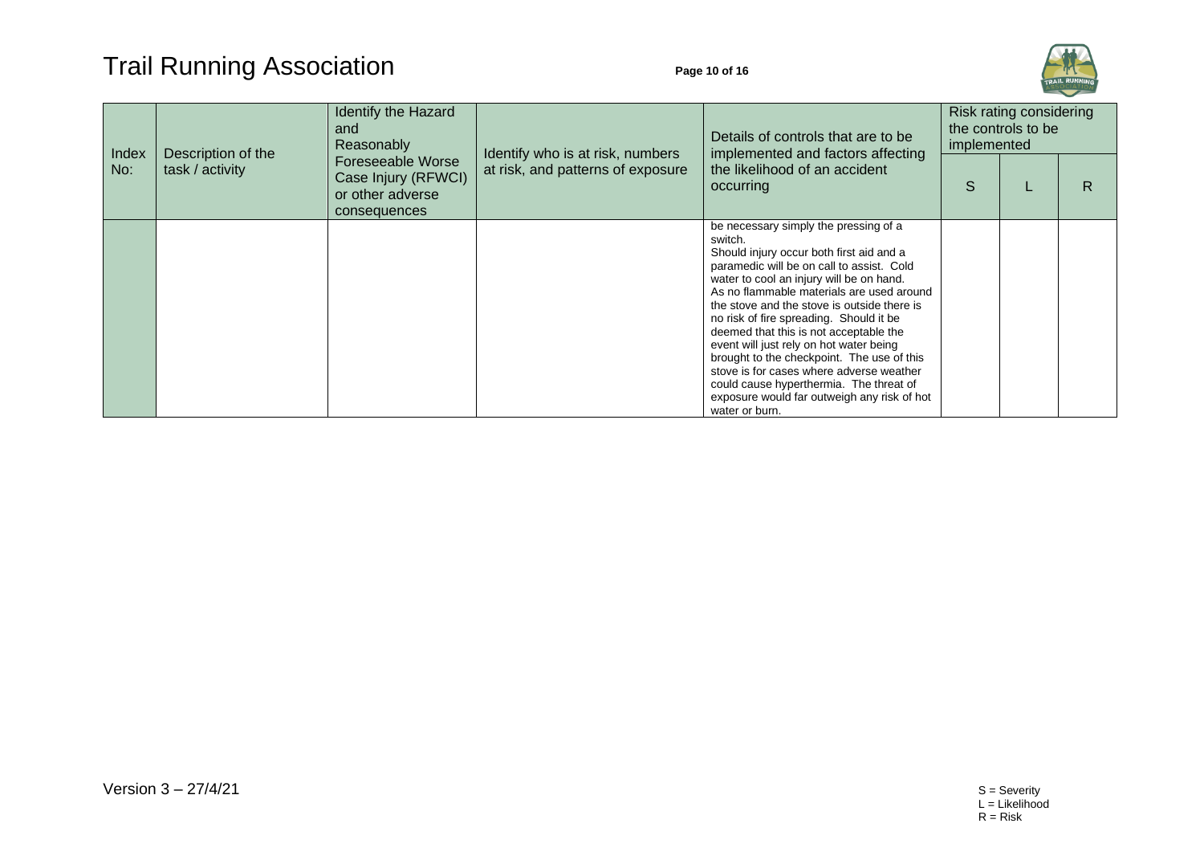| Index No: | Description of the task / activity | Identify the Hazard and Reasonably Foreseeable Worse Case Injury (RFWCI) or other adverse consequences | Identify who is at risk, numbers at risk, and patterns of exposure | Details of controls that are to be implemented and factors affecting the likelihood of an accident occurring | Risk rating considering the controls to be implemented | | |
|---|---|---|---|---|---|---|---|
| | | | | | S | L | R |
| | | | | be necessary simply the pressing of a switch.<br>Should injury occur both first aid and a paramedic will be on call to assist. Cold water to cool an injury will be on hand.<br>As no flammable materials are used around the stove and the stove is outside there is no risk of fire spreading. Should it be deemed that this is not acceptable the event will just rely on hot water being brought to the checkpoint. The use of this stove is for cases where adverse weather could cause hyperthermia. The threat of exposure would far outweigh any risk of hot water or burn. | | | |

Version 3 – 27/4/21

S = Severity
L = Likelihood
R = Risk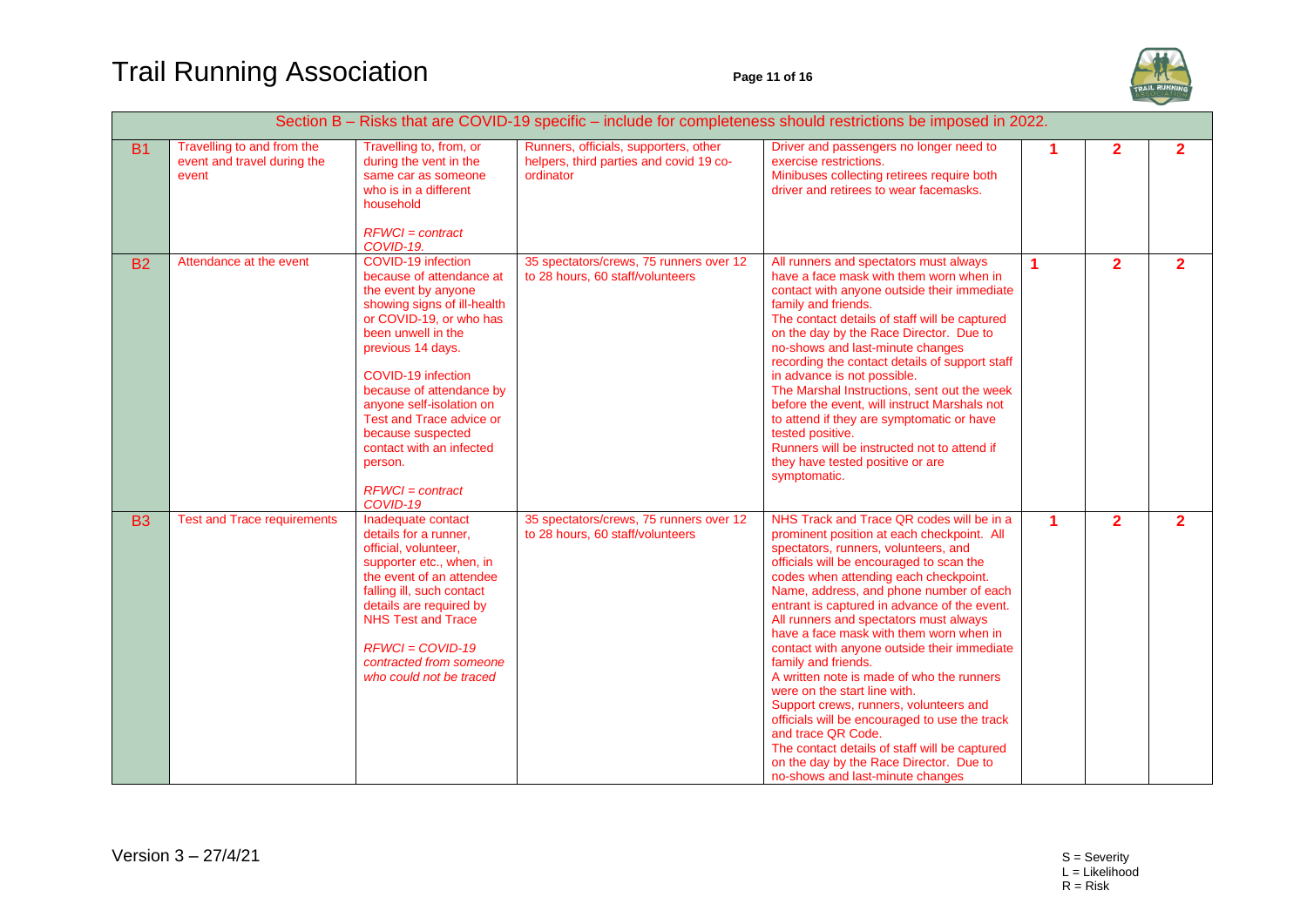| Section B – Risks that are COVID-19 specific – include for completeness should restrictions be imposed in 2022. | | | | | | | |
|---|---|---|---|---|---|---|---|
| B1 | Travelling to and from the event and travel during the event | Travelling to, from, or during the vent in the same car as someone who is in a different household<br><br>*RFWCI = contract COVID-19.* | Runners, officials, supporters, other helpers, third parties and covid 19 co-ordinator | Driver and passengers no longer need to exercise restrictions.<br>Minibuses collecting retirees require both driver and retirees to wear facemasks. | 1 | 2 | 2 |
| B2 | Attendance at the event | COVID-19 infection because of attendance at the event by anyone showing signs of ill-health or COVID-19, or who has been unwell in the previous 14 days.<br><br>COVID-19 infection because of attendance by anyone self-isolation on Test and Trace advice or because suspected contact with an infected person.<br><br>*RFWCI = contract COVID-19* | 35 spectators/crews, 75 runners over 12 to 28 hours, 60 staff/volunteers | All runners and spectators must always have a face mask with them worn when in contact with anyone outside their immediate family and friends.<br>The contact details of staff will be captured on the day by the Race Director. Due to no-shows and last-minute changes recording the contact details of support staff in advance is not possible.<br>The Marshal Instructions, sent out the week before the event, will instruct Marshals not to attend if they are symptomatic or have tested positive.<br>Runners will be instructed not to attend if they have tested positive or are symptomatic. | 1 | 2 | 2 |
| B3 | Test and Trace requirements | Inadequate contact details for a runner, official, volunteer, supporter etc., when, in the event of an attendee falling ill, such contact details are required by NHS Test and Trace<br><br>*RFWCI = COVID-19 contracted from someone who could not be traced* | 35 spectators/crews, 75 runners over 12 to 28 hours, 60 staff/volunteers | NHS Track and Trace QR codes will be in a prominent position at each checkpoint. All spectators, runners, volunteers, and officials will be encouraged to scan the codes when attending each checkpoint.<br>Name, address, and phone number of each entrant is captured in advance of the event.<br>All runners and spectators must always have a face mask with them worn when in contact with anyone outside their immediate family and friends.<br>A written note is made of who the runners were on the start line with.<br>Support crews, runners, volunteers and officials will be encouraged to use the track and trace QR Code.<br>The contact details of staff will be captured on the day by the Race Director. Due to no-shows and last-minute changes | 1 | 2 | 2 |

Version 3 – 27/4/21

S = Severity
L = Likelihood
R = Risk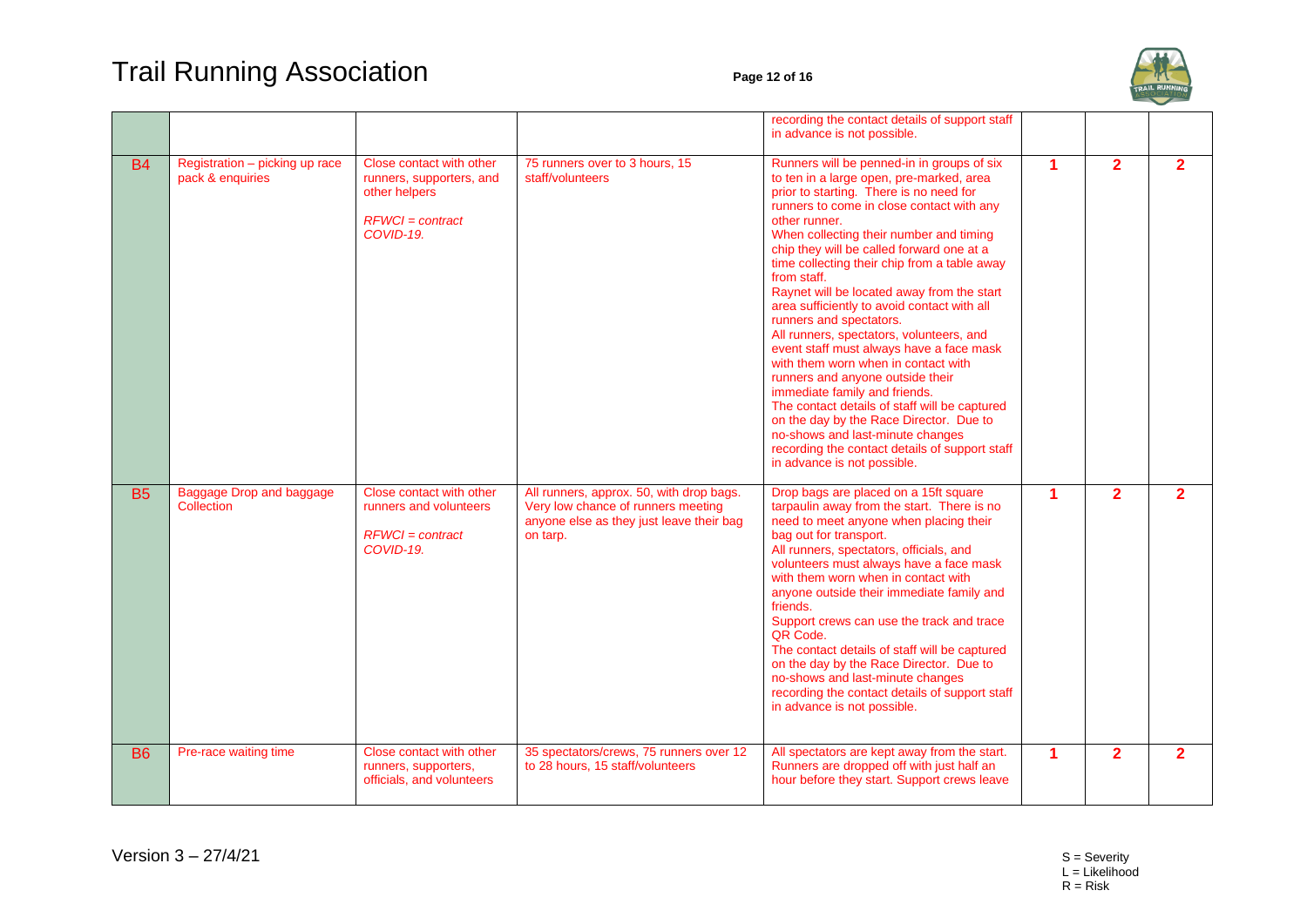| | | | | | | | |
|---|---|---|---|---|---|---|---|
| | | | | recording the contact details of support staff in advance is not possible. | | | |
| B4 | Registration – picking up race pack & enquiries | Close contact with other runners, supporters, and other helpers<br><br>*RFWCI = contract COVID-19.* | 75 runners over to 3 hours, 15 staff/volunteers | Runners will be penned-in in groups of six to ten in a large open, pre-marked, area prior to starting. There is no need for runners to come in close contact with any other runner.<br>When collecting their number and timing chip they will be called forward one at a time collecting their chip from a table away from staff.<br>Raynet will be located away from the start area sufficiently to avoid contact with all runners and spectators.<br>All runners, spectators, volunteers, and event staff must always have a face mask with them worn when in contact with runners and anyone outside their immediate family and friends.<br>The contact details of staff will be captured on the day by the Race Director. Due to no-shows and last-minute changes recording the contact details of support staff in advance is not possible. | **1** | **2** | **2** |
| B5 | Baggage Drop and baggage Collection | Close contact with other runners and volunteers<br><br>*RFWCI = contract COVID-19.* | All runners, approx. 50, with drop bags. Very low chance of runners meeting anyone else as they just leave their bag on tarp. | Drop bags are placed on a 15ft square tarpaulin away from the start. There is no need to meet anyone when placing their bag out for transport.<br>All runners, spectators, officials, and volunteers must always have a face mask with them worn when in contact with anyone outside their immediate family and friends.<br>Support crews can use the track and trace QR Code.<br>The contact details of staff will be captured on the day by the Race Director. Due to no-shows and last-minute changes recording the contact details of support staff in advance is not possible. | **1** | **2** | **2** |
| B6 | Pre-race waiting time | Close contact with other runners, supporters, officials, and volunteers | 35 spectators/crews, 75 runners over 12 to 28 hours, 15 staff/volunteers | All spectators are kept away from the start. Runners are dropped off with just half an hour before they start. Support crews leave | **1** | **2** | **2** |

Version 3 – 27/4/21

S = Severity
L = Likelihood
R = Risk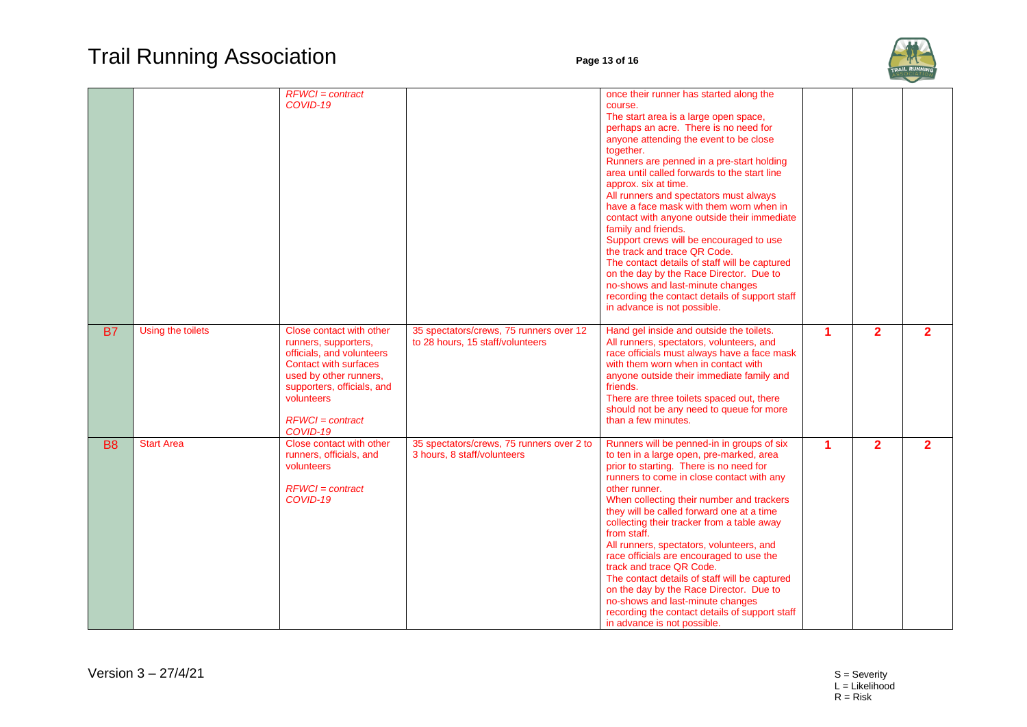| | | | | | | | |
|---|---|---|---|---|---|---|---|
| | | *RFWCI = contract COVID-19* | | once their runner has started along the course. The start area is a large open space, perhaps an acre. There is no need for anyone attending the event to be close together. Runners are penned in a pre-start holding area until called forwards to the start line approx. six at time. All runners and spectators must always have a face mask with them worn when in contact with anyone outside their immediate family and friends. Support crews will be encouraged to use the track and trace QR Code. The contact details of staff will be captured on the day by the Race Director. Due to no-shows and last-minute changes recording the contact details of support staff in advance is not possible. | | | |
| B7 | Using the toilets | Close contact with other runners, supporters, officials, and volunteers Contact with surfaces used by other runners, supporters, officials, and volunteers *RFWCI = contract COVID-19* | 35 spectators/crews, 75 runners over 12 to 28 hours, 15 staff/volunteers | Hand gel inside and outside the toilets. All runners, spectators, volunteers, and race officials must always have a face mask with them worn when in contact with anyone outside their immediate family and friends. There are three toilets spaced out, there should not be any need to queue for more than a few minutes. | 1 | 2 | 2 |
| B8 | Start Area | Close contact with other runners, officials, and volunteers *RFWCI = contract COVID-19* | 35 spectators/crews, 75 runners over 2 to 3 hours, 8 staff/volunteers | Runners will be penned-in in groups of six to ten in a large open, pre-marked, area prior to starting. There is no need for runners to come in close contact with any other runner. When collecting their number and trackers they will be called forward one at a time collecting their tracker from a table away from staff. All runners, spectators, volunteers, and race officials are encouraged to use the track and trace QR Code. The contact details of staff will be captured on the day by the Race Director. Due to no-shows and last-minute changes recording the contact details of support staff in advance is not possible. | 1 | 2 | 2 |

Version 3 – 27/4/21

S = Severity
L = Likelihood
R = Risk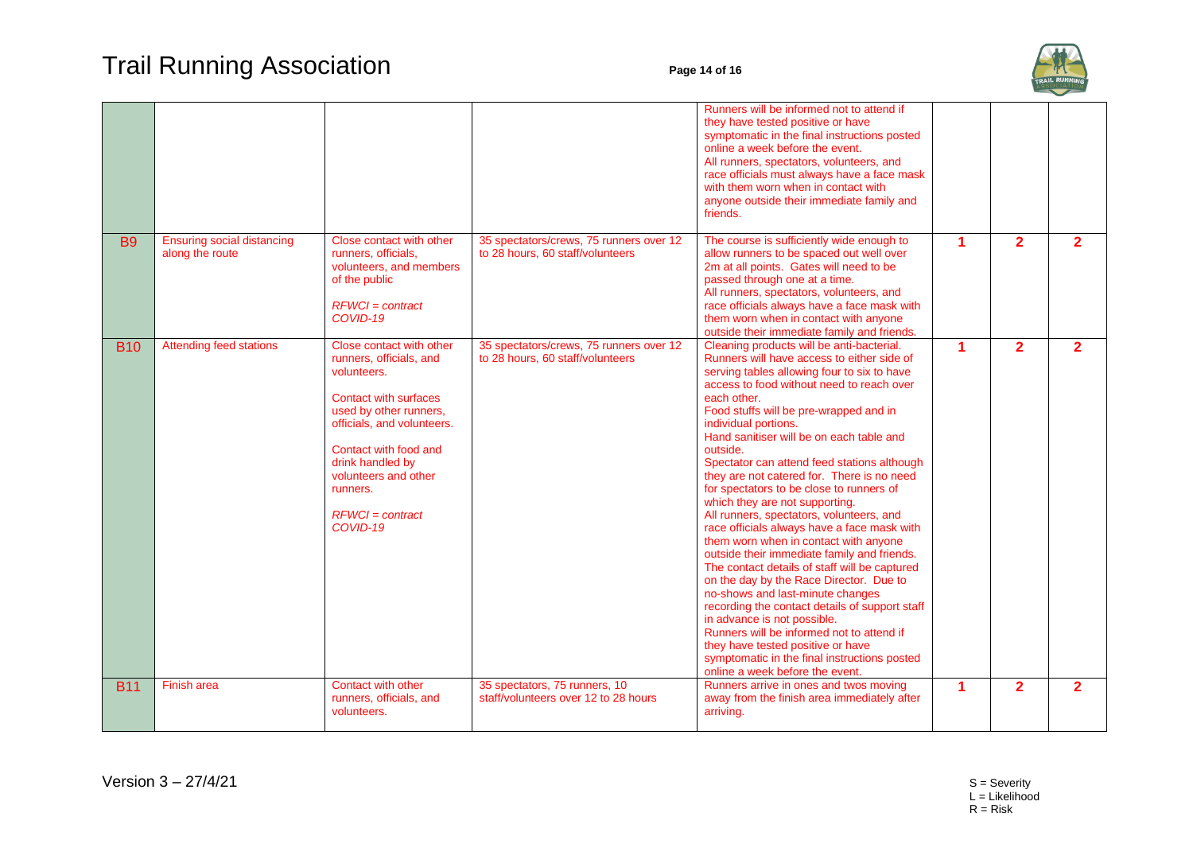|  |  |  |  |  |  |  |  |
|---|---|---|---|---|---|---|---|
|  |  |  |  | Runners will be informed not to attend if they have tested positive or have symptomatic in the final instructions posted online a week before the event. All runners, spectators, volunteers, and race officials must always have a face mask with them worn when in contact with anyone outside their immediate family and friends. |  |  |  |
| B9 | Ensuring social distancing along the route | Close contact with other runners, officials, volunteers, and members of the public *RFWCI = contract COVID-19* | 35 spectators/crews, 75 runners over 12 to 28 hours, 60 staff/volunteers | The course is sufficiently wide enough to allow runners to be spaced out well over 2m at all points. Gates will need to be passed through one at a time. All runners, spectators, volunteers, and race officials always have a face mask with them worn when in contact with anyone outside their immediate family and friends. | 1 | 2 | 2 |
| B10 | Attending feed stations | Close contact with other runners, officials, and volunteers. Contact with surfaces used by other runners, officials, and volunteers. Contact with food and drink handled by volunteers and other runners. *RFWCI = contract COVID-19* | 35 spectators/crews, 75 runners over 12 to 28 hours, 60 staff/volunteers | Cleaning products will be anti-bacterial. Runners will have access to either side of serving tables allowing four to six to have access to food without need to reach over each other. Food stuffs will be pre-wrapped and in individual portions. Hand sanitiser will be on each table and outside. Spectator can attend feed stations although they are not catered for. There is no need for spectators to be close to runners of which they are not supporting. All runners, spectators, volunteers, and race officials always have a face mask with them worn when in contact with anyone outside their immediate family and friends. The contact details of staff will be captured on the day by the Race Director. Due to no-shows and last-minute changes recording the contact details of support staff in advance is not possible. Runners will be informed not to attend if they have tested positive or have symptomatic in the final instructions posted online a week before the event. | 1 | 2 | 2 |
| B11 | Finish area | Contact with other runners, officials, and volunteers. | 35 spectators, 75 runners, 10 staff/volunteers over 12 to 28 hours | Runners arrive in ones and twos moving away from the finish area immediately after arriving. | 1 | 2 | 2 |

Version 3 – 27/4/21

S = Severity
L = Likelihood
R = Risk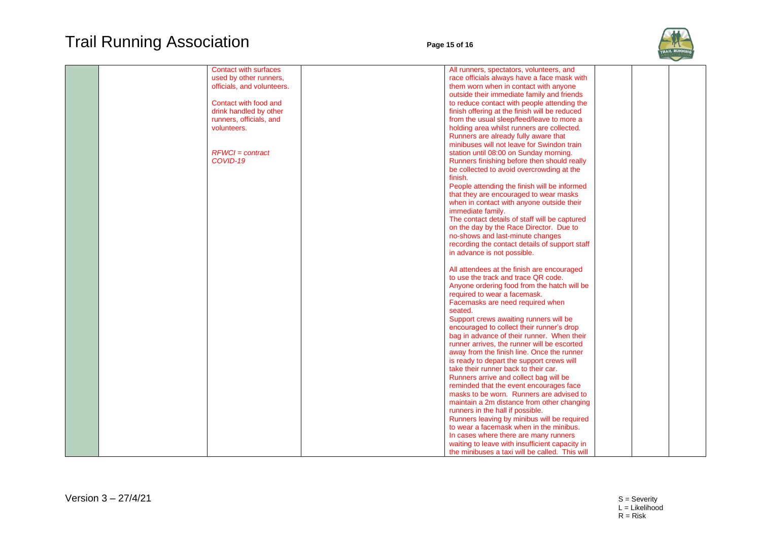| | | | | | | | |
|---|---|---|---|---|---|---|---|
| | | Contact with surfaces used by other runners, officials, and volunteers.<br><br>Contact with food and drink handled by other runners, officials, and volunteers.<br><br>*RFWCI = contract COVID-19* | | All runners, spectators, volunteers, and race officials always have a face mask with them worn when in contact with anyone outside their immediate family and friends to reduce contact with people attending the finish offering at the finish will be reduced from the usual sleep/feed/leave to more a holding area whilst runners are collected. Runners are already fully aware that minibuses will not leave for Swindon train station until 08:00 on Sunday morning. Runners finishing before then should really be collected to avoid overcrowding at the finish.<br>People attending the finish will be informed that they are encouraged to wear masks when in contact with anyone outside their immediate family.<br>The contact details of staff will be captured on the day by the Race Director. Due to no-shows and last-minute changes recording the contact details of support staff in advance is not possible.<br><br>All attendees at the finish are encouraged to use the track and trace QR code.<br>Anyone ordering food from the hatch will be required to wear a facemask.<br>Facemasks are need required when seated.<br>Support crews awaiting runners will be encouraged to collect their runner's drop bag in advance of their runner. When their runner arrives, the runner will be escorted away from the finish line. Once the runner is ready to depart the support crews will take their runner back to their car.<br>Runners arrive and collect bag will be reminded that the event encourages face masks to be worn. Runners are advised to maintain a 2m distance from other changing runners in the hall if possible.<br>Runners leaving by minibus will be required to wear a facemask when in the minibus.<br>In cases where there are many runners waiting to leave with insufficient capacity in the minibuses a taxi will be called. This will | | | |

Version 3 – 27/4/21

S = Severity
L = Likelihood
R = Risk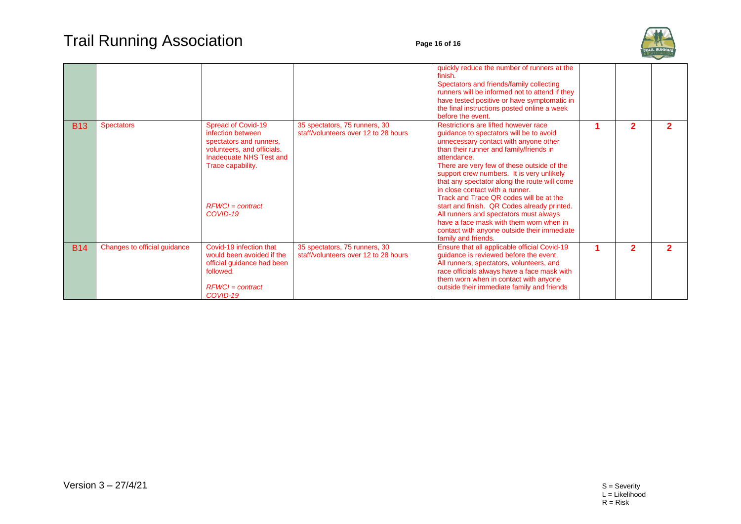| | | | | | | | |
|---|---|---|---|---|---|---|---|
| | | | | quickly reduce the number of runners at the finish.<br>Spectators and friends/family collecting runners will be informed not to attend if they have tested positive or have symptomatic in the final instructions posted online a week before the event. | | | |
| B13 | Spectators | Spread of Covid-19 infection between spectators and runners, volunteers, and officials. Inadequate NHS Test and Trace capability.<br><br>*RFWCI = contract COVID-19* | 35 spectators, 75 runners, 30 staff/volunteers over 12 to 28 hours | Restrictions are lifted however race guidance to spectators will be to avoid unnecessary contact with anyone other than their runner and family/friends in attendance.<br>There are very few of these outside of the support crew numbers. It is very unlikely that any spectator along the route will come in close contact with a runner.<br>Track and Trace QR codes will be at the start and finish. QR Codes already printed.<br>All runners and spectators must always have a face mask with them worn when in contact with anyone outside their immediate family and friends. | 1 | 2 | 2 |
| B14 | Changes to official guidance | Covid-19 infection that would been avoided if the official guidance had been followed.<br><br>*RFWCI = contract COVID-19* | 35 spectators, 75 runners, 30 staff/volunteers over 12 to 28 hours | Ensure that all applicable official Covid-19 guidance is reviewed before the event.<br>All runners, spectators, volunteers, and race officials always have a face mask with them worn when in contact with anyone outside their immediate family and friends | 1 | 2 | 2 |

Version 3 – 27/4/21

S = Severity
L = Likelihood
R = Risk